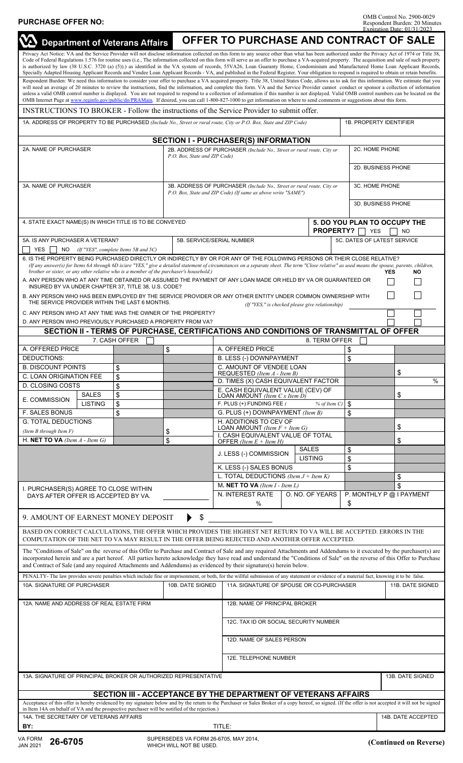**PURCHASE OFFER NO:**

OMB Control No. 2900-0029
Respondent Burden: 20 Minutes
Expiration Date: 01/31/2023

# Department of Veterans Affairs — OFFER TO PURCHASE AND CONTRACT OF SALE

Privacy Act Notice: VA and the Service Provider will not disclose information collected on this form to any source other than what has been authorized under the Privacy Act of 1974 or Title 38, Code of Federal Regulations 1.576 for routine uses (i.e., The information collected on this form will serve as an offer to purchase a VA-acquired property. The acquisition and sale of such property is authorized by law (38 U.S.C. 3720 (a) (5)).) as identified in the VA system of records, 55VA26, Loan Guaranty Home, Condominium and Manufactured Home Loan Applicant Records, Specially Adapted Housing Applicant Records and Vendee Loan Applicant Records - VA, and published in the Federal Register. Your obligation to respond is required to obtain or retain benefits.

Respondent Burden: We need this information to consider your offer to purchase a VA acquired property. Title 38, United States Code, allows us to ask for this information. We estimate that you will need an average of 20 minutes to review the instructions, find the information, and complete this form. VA and the Service Provider cannot conduct or sponsor a collection of information unless a valid OMB control number is displayed. You are not required to respond to a collection of information if this number is not displayed. Valid OMB control numbers can be located on the OMB Internet Page at www.reginfo.gov/public/do/PRAMain. If desired, you can call 1-800-827-1000 to get information on where to send comments or suggestions about this form.

INSTRUCTIONS TO BROKER - Follow the instructions of the Service Provider to submit offer.

| 1A. ADDRESS OF PROPERTY TO BE PURCHASED *(Include No., Street or rural route, City or P.O. Box, State and ZIP Code)* | 1B. PROPERTY IDENTIFIER |
|---|---|
| | |

## SECTION I - PURCHASER(S) INFORMATION

| 2A. NAME OF PURCHASER | 2B. ADDRESS OF PURCHASER *(Include No., Street or rural route, City or P.O. Box, State and ZIP Code)* | 2C. HOME PHONE |
|---|---|---|
| | | 2D. BUSINESS PHONE |
| **3A. NAME OF PURCHASER** | **3B. ADDRESS OF PURCHASER** *(Include No., Street or rural route, City or P.O. Box, State and ZIP Code) (If same as above write "SAME")* | **3C. HOME PHONE** |
| | | 3D. BUSINESS PHONE |

| 4. STATE EXACT NAME(S) IN WHICH TITLE IS TO BE CONVEYED | 5. DO YOU PLAN TO OCCUPY THE PROPERTY? ☐ YES ☐ NO |
|---|---|

| 5A. IS ANY PURCHASER A VETERAN? | 5B. SERVICE/SERIAL NUMBER | 5C. DATES OF LATEST SERVICE |
|---|---|---|
| ☐ YES ☐ NO *(If "YES", complete Items 5B and 5C)* | | |

6. IS THE PROPERTY BEING PURCHASED DIRECTLY OR INDIRECTLY BY OR FOR ANY OF THE FOLLOWING PERSONS OR THEIR CLOSE RELATIVE?
*(If any answer(s) for Items 6A through 6D is/are "YES," give a detailed statement of circumstances on a separate sheet. The term "Close relative" as used means the spouse, parents, children, brother or sister, or any other relative who is a member of the purchaser's household.)*

| | YES | NO |
|---|---|---|
| A. ANY PERSON WHO AT ANY TIME OBTAINED OR ASSUMED THE PAYMENT OF ANY LOAN MADE OR HELD BY VA OR GUARANTEED OR INSURED BY VA UNDER CHAPTER 37, TITLE 38, U.S. CODE? | ☐ | ☐ |
| B. ANY PERSON WHO HAS BEEN EMPLOYED BY THE SERVICE PROVIDER OR ANY OTHER ENTITY UNDER COMMON OWNERSHIP WITH THE SERVICE PROVIDER WITHIN THE LAST 6 MONTHS. *(If "YES," is checked please give relationship)* ______ | ☐ | ☐ |
| C. ANY PERSON WHO AT ANY TIME WAS THE OWNER OF THE PROPERTY? | ☐ | ☐ |
| D. ANY PERSON WHO PREVIOUSLY PURCHASED A PROPERTY FROM VA? | ☐ | ☐ |

## SECTION II - TERMS OF PURCHASE, CERTIFICATIONS AND CONDITIONS OF TRANSMITTAL OF OFFER

| 7. CASH OFFER ☐ | | | | 8. TERM OFFER ☐ | | |
|---|---|---|---|---|---|---|
| A. OFFERED PRICE | | | $ | A. OFFERED PRICE | $ | |
| DEDUCTIONS: | | | | B. LESS (-) DOWNPAYMENT | $ | |
| B. DISCOUNT POINTS | | $ | | C. AMOUNT OF VENDEE LOAN REQUESTED *(Item A - Item B)* | | $ |
| C. LOAN ORIGINATION FEE | | $ | | D. TIMES (X) CASH EQUIVALENT FACTOR | | % |
| D. CLOSING COSTS | | $ | | E. CASH EQUIVALENT VALUE (CEV) OF LOAN AMOUNT *(Item C x Item D)* | | $ |
| E. COMMISSION | SALES | $ | | F. PLUS (+) FUNDING FEE ( % of Item C) | $ | |
| | LISTING | $ | | | | |
| F. SALES BONUS | | $ | | G. PLUS (+) DOWNPAYMENT *(Item B)* | $ | |
| G. TOTAL DEDUCTIONS *(Item B through Item F)* | | | $ | H. ADDITIONS TO CEV OF LOAN AMOUNT *(Item F + Item G)* | | $ |
| H. **NET TO VA** *(Item A - Item G)* | | | $ | I. CASH EQUIVALENT VALUE OF TOTAL OFFER *(Item E + Item H)* | | $ |
| | | | | J. LESS (-) COMMISSION — SALES | $ | |
| | | | | J. LESS (-) COMMISSION — LISTING | $ | |
| | | | | K. LESS (-) SALES BONUS | $ | |
| | | | | L. TOTAL DEDUCTIONS *(Item J + Item K)* | | $ |
| I. PURCHASER(S) AGREE TO CLOSE WITHIN ______ DAYS AFTER OFFER IS ACCEPTED BY VA. | | | | M. **NET TO VA** *(Item I - Item L)* | | $ |
| | | | | N. INTEREST RATE ______ % / O. NO. OF YEARS | P. MONTHLY P @ I PAYMENT $ | |

9. AMOUNT OF EARNEST MONEY DEPOSIT ▶ $ ______

BASED ON CORRECT CALCULATIONS, THE OFFER WHICH PROVIDES THE HIGHEST NET RETURN TO VA WILL BE ACCEPTED. ERRORS IN THE COMPUTATION OF THE NET TO VA MAY RESULT IN THE OFFER BEING REJECTED AND ANOTHER OFFER ACCEPTED.

The "Conditions of Sale" on the reverse of this Offer to Purchase and Contract of Sale and any required Attachments and Addendums to it executed by the purchaser(s) are incorporated herein and are a part hereof. All parties hereto acknowledge they have read and understand the "Conditions of Sale" on the reverse of this Offer to Purchase and Contract of Sale (and any required Attachments and Addendums) as evidenced by their signature(s) herein below.

PENALTY- The law provides severe penalties which include fine or imprisonment, or both, for the willful submission of any statement or evidence of a material fact, knowing it to be false.

| 10A. SIGNATURE OF PURCHASER | 10B. DATE SIGNED | 11A. SIGNATURE OF SPOUSE OR CO-PURCHASER | 11B. DATE SIGNED |
|---|---|---|---|
| | | | |

| 12A. NAME AND ADDRESS OF REAL ESTATE FIRM | 12B. NAME OF PRINCIPAL BROKER |
|---|---|
| | 12C. TAX ID OR SOCIAL SECURITY NUMBER |
| | 12D. NAME OF SALES PERSON |
| | 12E. TELEPHONE NUMBER |

| 13A. SIGNATURE OF PRINCIPAL BROKER OR AUTHORIZED REPRESENTATIVE | 13B. DATE SIGNED |
|---|---|
| | |

## SECTION III - ACCEPTANCE BY THE DEPARTMENT OF VETERANS AFFAIRS

Acceptance of this offer is hereby evidenced by my signature below and by the return to the Purchaser or Sales Broker of a copy hereof, so signed. (If the offer is not accepted it will not be signed in Item 14A on behalf of VA and the prospective purchaser will be notified of the rejection.)

| 14A. THE SECRETARY OF VETERANS AFFAIRS | | 14B. DATE ACCEPTED |
|---|---|---|
| BY: | TITLE: | |

VA FORM 26-6705, JAN 2021 — SUPERSEDES VA FORM 26-6705, MAY 2014, WHICH WILL NOT BE USED.

**(Continued on Reverse)**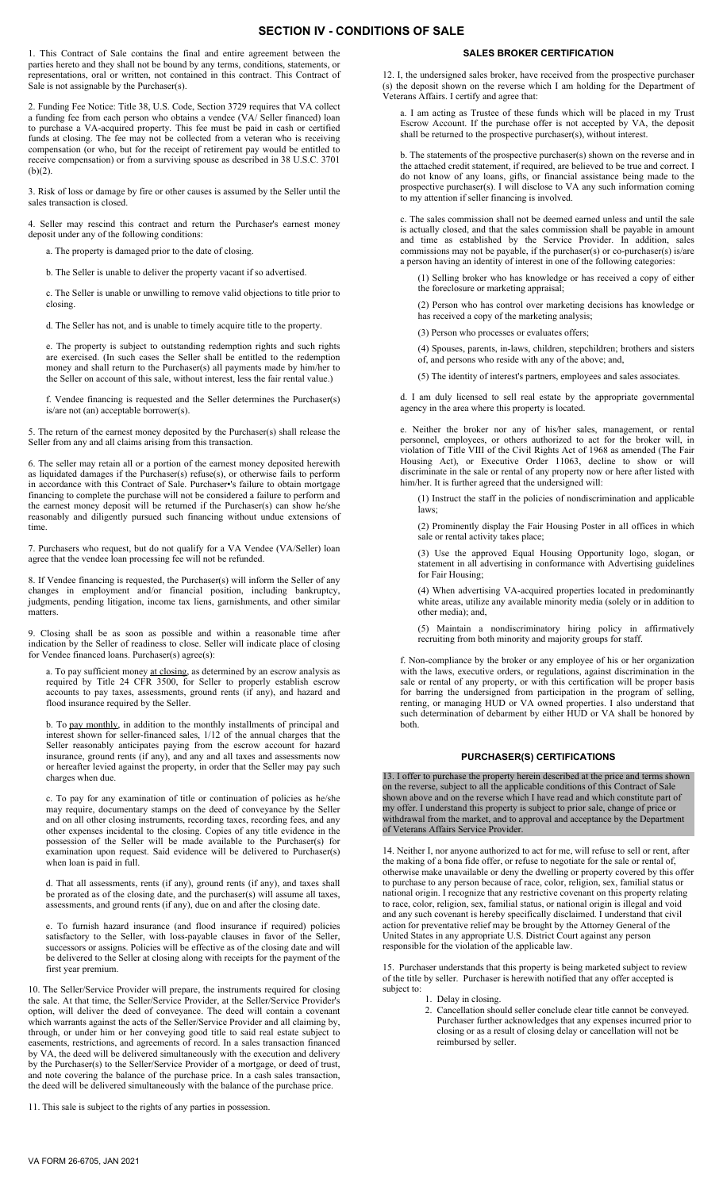# SECTION IV - CONDITIONS OF SALE

1. This Contract of Sale contains the final and entire agreement between the parties hereto and they shall not be bound by any terms, conditions, statements, or representations, oral or written, not contained in this contract. This Contract of Sale is not assignable by the Purchaser(s).

2. Funding Fee Notice: Title 38, U.S. Code, Section 3729 requires that VA collect a funding fee from each person who obtains a vendee (VA/ Seller financed) loan to purchase a VA-acquired property. This fee must be paid in cash or certified funds at closing. The fee may not be collected from a veteran who is receiving compensation (or who, but for the receipt of retirement pay would be entitled to receive compensation) or from a surviving spouse as described in 38 U.S.C. 3701 (b)(2).

3. Risk of loss or damage by fire or other causes is assumed by the Seller until the sales transaction is closed.

4. Seller may rescind this contract and return the Purchaser's earnest money deposit under any of the following conditions:

a. The property is damaged prior to the date of closing.

b. The Seller is unable to deliver the property vacant if so advertised.

c. The Seller is unable or unwilling to remove valid objections to title prior to closing.

d. The Seller has not, and is unable to timely acquire title to the property.

e. The property is subject to outstanding redemption rights and such rights are exercised. (In such cases the Seller shall be entitled to the redemption money and shall return to the Purchaser(s) all payments made by him/her to the Seller on account of this sale, without interest, less the fair rental value.)

f. Vendee financing is requested and the Seller determines the Purchaser(s) is/are not (an) acceptable borrower(s).

5. The return of the earnest money deposited by the Purchaser(s) shall release the Seller from any and all claims arising from this transaction.

6. The seller may retain all or a portion of the earnest money deposited herewith as liquidated damages if the Purchaser(s) refuse(s), or otherwise fails to perform in accordance with this Contract of Sale. Purchaser•'s failure to obtain mortgage financing to complete the purchase will not be considered a failure to perform and the earnest money deposit will be returned if the Purchaser(s) can show he/she reasonably and diligently pursued such financing without undue extensions of time.

7. Purchasers who request, but do not qualify for a VA Vendee (VA/Seller) loan agree that the vendee loan processing fee will not be refunded.

8. If Vendee financing is requested, the Purchaser(s) will inform the Seller of any changes in employment and/or financial position, including bankruptcy, judgments, pending litigation, income tax liens, garnishments, and other similar matters.

9. Closing shall be as soon as possible and within a reasonable time after indication by the Seller of readiness to close. Seller will indicate place of closing for Vendee financed loans. Purchaser(s) agree(s):

a. To pay sufficient money at closing, as determined by an escrow analysis as required by Title 24 CFR 3500, for Seller to properly establish escrow accounts to pay taxes, assessments, ground rents (if any), and hazard and flood insurance required by the Seller.

b. To pay monthly, in addition to the monthly installments of principal and interest shown for seller-financed sales, 1/12 of the annual charges that the Seller reasonably anticipates paying from the escrow account for hazard insurance, ground rents (if any), and any and all taxes and assessments now or hereafter levied against the property, in order that the Seller may pay such charges when due.

c. To pay for any examination of title or continuation of policies as he/she may require, documentary stamps on the deed of conveyance by the Seller and on all other closing instruments, recording taxes, recording fees, and any other expenses incidental to the closing. Copies of any title evidence in the possession of the Seller will be made available to the Purchaser(s) for examination upon request. Said evidence will be delivered to Purchaser(s) when loan is paid in full.

d. That all assessments, rents (if any), ground rents (if any), and taxes shall be prorated as of the closing date, and the purchaser(s) will assume all taxes, assessments, and ground rents (if any), due on and after the closing date.

e. To furnish hazard insurance (and flood insurance if required) policies satisfactory to the Seller, with loss-payable clauses in favor of the Seller, successors or assigns. Policies will be effective as of the closing date and will be delivered to the Seller at closing along with receipts for the payment of the first year premium.

10. The Seller/Service Provider will prepare, the instruments required for closing the sale. At that time, the Seller/Service Provider, at the Seller/Service Provider's option, will deliver the deed of conveyance. The deed will contain a covenant which warrants against the acts of the Seller/Service Provider and all claiming by, through, or under him or her conveying good title to said real estate subject to easements, restrictions, and agreements of record. In a sales transaction financed by VA, the deed will be delivered simultaneously with the execution and delivery by the Purchaser(s) to the Seller/Service Provider of a mortgage, or deed of trust, and note covering the balance of the purchase price. In a cash sales transaction, the deed will be delivered simultaneously with the balance of the purchase price.

11. This sale is subject to the rights of any parties in possession.

## SALES BROKER CERTIFICATION

12. I, the undersigned sales broker, have received from the prospective purchaser (s) the deposit shown on the reverse which I am holding for the Department of Veterans Affairs. I certify and agree that:

a. I am acting as Trustee of these funds which will be placed in my Trust Escrow Account. If the purchase offer is not accepted by VA, the deposit shall be returned to the prospective purchaser(s), without interest.

b. The statements of the prospective purchaser(s) shown on the reverse and in the attached credit statement, if required, are believed to be true and correct. I do not know of any loans, gifts, or financial assistance being made to the prospective purchaser(s). I will disclose to VA any such information coming to my attention if seller financing is involved.

c. The sales commission shall not be deemed earned unless and until the sale is actually closed, and that the sales commission shall be payable in amount and time as established by the Service Provider. In addition, sales commissions may not be payable, if the purchaser(s) or co-purchaser(s) is/are a person having an identity of interest in one of the following categories:

(1) Selling broker who has knowledge or has received a copy of either the foreclosure or marketing appraisal;

(2) Person who has control over marketing decisions has knowledge or has received a copy of the marketing analysis;

(3) Person who processes or evaluates offers;

(4) Spouses, parents, in-laws, children, stepchildren; brothers and sisters of, and persons who reside with any of the above; and,

(5) The identity of interest's partners, employees and sales associates.

d. I am duly licensed to sell real estate by the appropriate governmental agency in the area where this property is located.

e. Neither the broker nor any of his/her sales, management, or rental personnel, employees, or others authorized to act for the broker will, in violation of Title VIII of the Civil Rights Act of 1968 as amended (The Fair Housing Act), or Executive Order 11063, decline to show or will discriminate in the sale or rental of any property now or here after listed with him/her. It is further agreed that the undersigned will:

(1) Instruct the staff in the policies of nondiscrimination and applicable laws;

(2) Prominently display the Fair Housing Poster in all offices in which sale or rental activity takes place;

(3) Use the approved Equal Housing Opportunity logo, slogan, or statement in all advertising in conformance with Advertising guidelines for Fair Housing;

(4) When advertising VA-acquired properties located in predominantly white areas, utilize any available minority media (solely or in addition to other media); and,

(5) Maintain a nondiscriminatory hiring policy in affirmatively recruiting from both minority and majority groups for staff.

f. Non-compliance by the broker or any employee of his or her organization with the laws, executive orders, or regulations, against discrimination in the sale or rental of any property, or with this certification will be proper basis for barring the undersigned from participation in the program of selling, renting, or managing HUD or VA owned properties. I also understand that such determination of debarment by either HUD or VA shall be honored by both.

## PURCHASER(S) CERTIFICATIONS

13. I offer to purchase the property herein described at the price and terms shown on the reverse, subject to all the applicable conditions of this Contract of Sale shown above and on the reverse which I have read and which constitute part of my offer. I understand this property is subject to prior sale, change of price or withdrawal from the market, and to approval and acceptance by the Department of Veterans Affairs Service Provider.

14. Neither I, nor anyone authorized to act for me, will refuse to sell or rent, after the making of a bona fide offer, or refuse to negotiate for the sale or rental of, otherwise make unavailable or deny the dwelling or property covered by this offer to purchase to any person because of race, color, religion, sex, familial status or national origin. I recognize that any restrictive covenant on this property relating to race, color, religion, sex, familial status, or national origin is illegal and void and any such covenant is hereby specifically disclaimed. I understand that civil action for preventative relief may be brought by the Attorney General of the United States in any appropriate U.S. District Court against any person responsible for the violation of the applicable law.

15. Purchaser understands that this property is being marketed subject to review of the title by seller. Purchaser is herewith notified that any offer accepted is subject to:

1. Delay in closing.
2. Cancellation should seller conclude clear title cannot be conveyed. Purchaser further acknowledges that any expenses incurred prior to closing or as a result of closing delay or cancellation will not be reimbursed by seller.

VA FORM 26-6705, JAN 2021